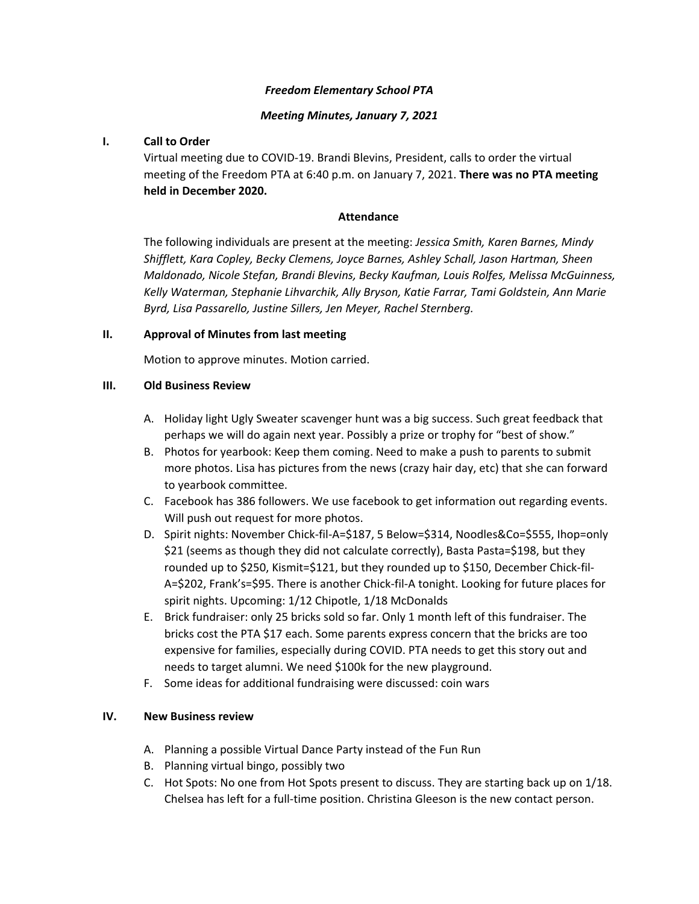***Freedom Elementary School PTA***

***Meeting Minutes, January 7, 2021***

## I. Call to Order

Virtual meeting due to COVID-19. Brandi Blevins, President, calls to order the virtual meeting of the Freedom PTA at 6:40 p.m. on January 7, 2021. **There was no PTA meeting held in December 2020.**

### Attendance

The following individuals are present at the meeting: *Jessica Smith, Karen Barnes, Mindy Shifflett, Kara Copley, Becky Clemens, Joyce Barnes, Ashley Schall, Jason Hartman, Sheen Maldonado, Nicole Stefan, Brandi Blevins, Becky Kaufman, Louis Rolfes, Melissa McGuinness, Kelly Waterman, Stephanie Lihvarchik, Ally Bryson, Katie Farrar, Tami Goldstein, Ann Marie Byrd, Lisa Passarello, Justine Sillers, Jen Meyer, Rachel Sternberg.*

## II. Approval of Minutes from last meeting

Motion to approve minutes. Motion carried.

## III. Old Business Review

A. Holiday light Ugly Sweater scavenger hunt was a big success. Such great feedback that perhaps we will do again next year. Possibly a prize or trophy for "best of show."

B. Photos for yearbook: Keep them coming. Need to make a push to parents to submit more photos. Lisa has pictures from the news (crazy hair day, etc) that she can forward to yearbook committee.

C. Facebook has 386 followers. We use facebook to get information out regarding events. Will push out request for more photos.

D. Spirit nights: November Chick-fil-A=$187, 5 Below=$314, Noodles&Co=$555, Ihop=only $21 (seems as though they did not calculate correctly), Basta Pasta=$198, but they rounded up to $250, Kismit=$121, but they rounded up to $150, December Chick-fil-A=$202, Frank's=$95. There is another Chick-fil-A tonight. Looking for future places for spirit nights. Upcoming: 1/12 Chipotle, 1/18 McDonalds

E. Brick fundraiser: only 25 bricks sold so far. Only 1 month left of this fundraiser. The bricks cost the PTA $17 each. Some parents express concern that the bricks are too expensive for families, especially during COVID. PTA needs to get this story out and needs to target alumni. We need $100k for the new playground.

F. Some ideas for additional fundraising were discussed: coin wars

## IV. New Business review

A. Planning a possible Virtual Dance Party instead of the Fun Run

B. Planning virtual bingo, possibly two

C. Hot Spots: No one from Hot Spots present to discuss. They are starting back up on 1/18. Chelsea has left for a full-time position. Christina Gleeson is the new contact person.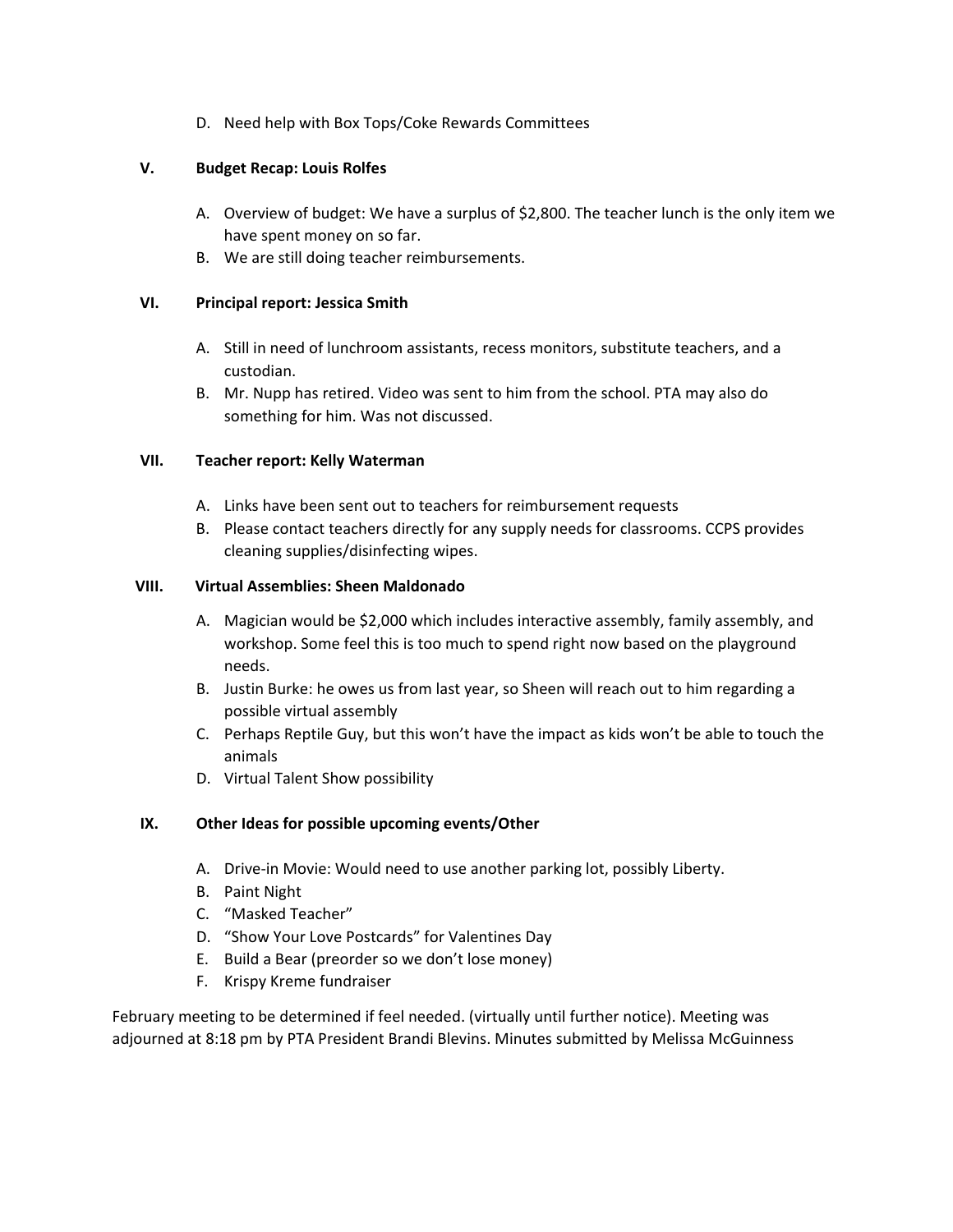D. Need help with Box Tops/Coke Rewards Committees

**V. Budget Recap: Louis Rolfes**

A. Overview of budget: We have a surplus of $2,800. The teacher lunch is the only item we have spent money on so far.
B. We are still doing teacher reimbursements.

**VI. Principal report: Jessica Smith**

A. Still in need of lunchroom assistants, recess monitors, substitute teachers, and a custodian.
B. Mr. Nupp has retired. Video was sent to him from the school. PTA may also do something for him. Was not discussed.

**VII. Teacher report: Kelly Waterman**

A. Links have been sent out to teachers for reimbursement requests
B. Please contact teachers directly for any supply needs for classrooms. CCPS provides cleaning supplies/disinfecting wipes.

**VIII. Virtual Assemblies: Sheen Maldonado**

A. Magician would be $2,000 which includes interactive assembly, family assembly, and workshop. Some feel this is too much to spend right now based on the playground needs.
B. Justin Burke: he owes us from last year, so Sheen will reach out to him regarding a possible virtual assembly
C. Perhaps Reptile Guy, but this won't have the impact as kids won't be able to touch the animals
D. Virtual Talent Show possibility

**IX. Other Ideas for possible upcoming events/Other**

A. Drive-in Movie: Would need to use another parking lot, possibly Liberty.
B. Paint Night
C. "Masked Teacher"
D. "Show Your Love Postcards" for Valentines Day
E. Build a Bear (preorder so we don't lose money)
F. Krispy Kreme fundraiser

February meeting to be determined if feel needed. (virtually until further notice). Meeting was adjourned at 8:18 pm by PTA President Brandi Blevins. Minutes submitted by Melissa McGuinness